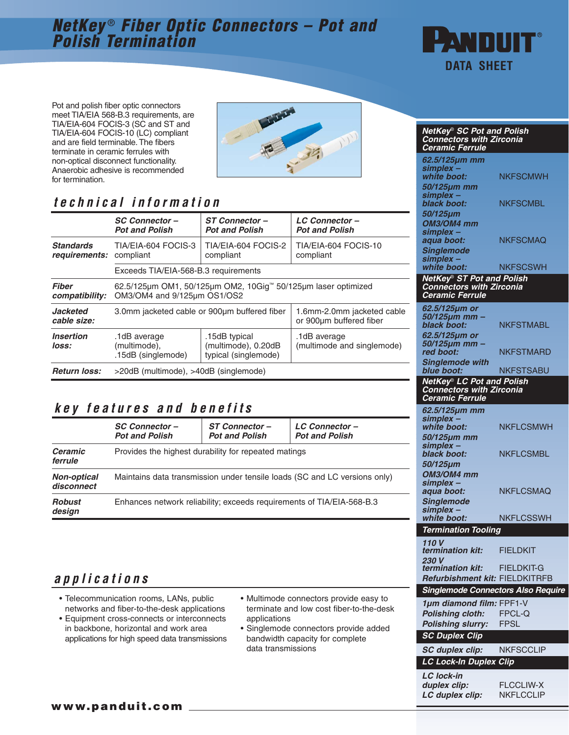# NetKey® Fiber Optic Connectors – Pot and Polish Termination

PANDUIT® DATA SHEET

Pot and polish fiber optic connectors meet TIA/EIA 568-B.3 requirements, are TIA/EIA-604 FOCIS-3 (SC and ST and TIA/EIA-604 FOCIS-10 (LC) compliant and are field terminable. The fibers terminate in ceramic ferrules with non-optical disconnect functionality. Anaerobic adhesive is recommended for termination.

## technical information

| | SC Connector – Pot and Polish | ST Connector – Pot and Polish | LC Connector – Pot and Polish |
|---|---|---|---|
| **Standards requirements:** | TIA/EIA-604 FOCIS-3 compliant | TIA/EIA-604 FOCIS-2 compliant | TIA/EIA-604 FOCIS-10 compliant |
| | Exceeds TIA/EIA-568-B.3 requirements | | |
| **Fiber compatibility:** | 62.5/125µm OM1, 50/125µm OM2, 10Gig™ 50/125µm laser optimized OM3/OM4 and 9/125µm OS1/OS2 | | |
| **Jacketed cable size:** | 3.0mm jacketed cable or 900µm buffered fiber | | 1.6mm-2.0mm jacketed cable or 900µm buffered fiber |
| **Insertion loss:** | .1dB average (multimode), .15dB (singlemode) | .15dB typical (multimode), 0.20dB typical (singlemode) | .1dB average (multimode and singlemode) |
| **Return loss:** | >20dB (multimode), >40dB (singlemode) | | |

## key features and benefits

| | SC Connector – Pot and Polish | ST Connector – Pot and Polish | LC Connector – Pot and Polish |
|---|---|---|---|
| **Ceramic ferrule** | Provides the highest durability for repeated matings | | |
| **Non-optical disconnect** | Maintains data transmission under tensile loads (SC and LC versions only) | | |
| **Robust design** | Enhances network reliability; exceeds requirements of TIA/EIA-568-B.3 | | |

## applications

- Telecommunication rooms, LANs, public networks and fiber-to-the-desk applications
- Equipment cross-connects or interconnects in backbone, horizontal and work area applications for high speed data transmissions
- Multimode connectors provide easy to terminate and low cost fiber-to-the-desk applications
- Singlemode connectors provide added bandwidth capacity for complete data transmissions

### NetKey® SC Pot and Polish Connectors with Zirconia Ceramic Ferrule

| | |
|---|---|
| ***62.5/125µm mm simplex – white boot:*** | NKFSCMWH |
| ***50/125µm mm simplex – black boot:*** | NKFSCMBL |
| ***50/125µm OM3/OM4 mm simplex – aqua boot:*** | NKFSCMAQ |
| ***Singlemode simplex – white boot:*** | NKFSCSWH |

### NetKey® ST Pot and Polish Connectors with Zirconia Ceramic Ferrule

| | |
|---|---|
| ***62.5/125µm or 50/125µm mm – black boot:*** | NKFSTMABL |
| ***62.5/125µm or 50/125µm mm – red boot:*** | NKFSTMARD |
| ***Singlemode with blue boot:*** | NKFSTSABU |

### NetKey® LC Pot and Polish Connectors with Zirconia Ceramic Ferrule

| | |
|---|---|
| ***62.5/125µm mm simplex – white boot:*** | NKFLCSMWH |
| ***50/125µm mm simplex – black boot:*** | NKFLCSMBL |
| ***50/125µm OM3/OM4 mm simplex – aqua boot:*** | NKFLCSMAQ |
| ***Singlemode simplex – white boot:*** | NKFLCSSWH |

### Termination Tooling

| | |
|---|---|
| ***110 V termination kit:*** | FIELDKIT |
| ***230 V termination kit:*** | FIELDKIT-G |
| ***Refurbishment kit:*** | FIELDKITRFB |

### Singlemode Connectors Also Require

| | |
|---|---|
| ***1µm diamond film:*** | FPF1-V |
| ***Polishing cloth:*** | FPCL-Q |
| ***Polishing slurry:*** | FPSL |

### SC Duplex Clip

| | |
|---|---|
| ***SC duplex clip:*** | NKFSCCLIP |

### LC Lock-In Duplex Clip

| | |
|---|---|
| ***LC lock-in duplex clip:*** | FLCCLIW-X |
| ***LC duplex clip:*** | NKFLCCLIP |

www.panduit.com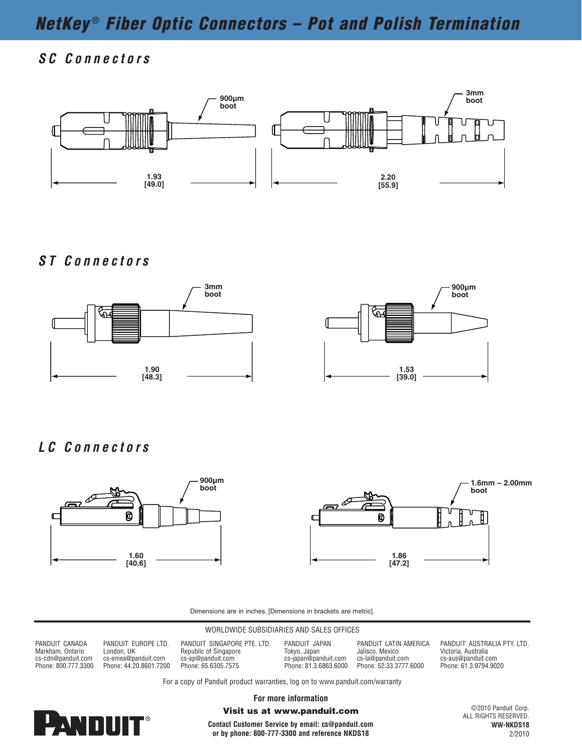# NetKey® Fiber Optic Connectors – Pot and Polish Termination

## SC Connectors

900µm boot

1.93
[49.0]

3mm boot

2.20
[55.9]

## ST Connectors

3mm boot

1.90
[48.3]

900µm boot

1.53
[39.0]

## LC Connectors

900µm boot

1.60
[40.6]

1.6mm – 2.00mm boot

1.86
[47.2]

Dimensions are in inches. [Dimensions in brackets are metric].

WORLDWIDE SUBSIDIARIES AND SALES OFFICES

PANDUIT CANADA
Markham, Ontario
cs-cdn@panduit.com
Phone: 800.777.3300

PANDUIT EUROPE LTD.
London, UK
cs-emea@panduit.com
Phone: 44.20.8601.7200

PANDUIT SINGAPORE PTE. LTD.
Republic of Singapore
cs-ap@panduit.com
Phone: 65.6305.7575

PANDUIT JAPAN
Tokyo, Japan
cs-japan@panduit.com
Phone: 81.3.6863.6000

PANDUIT LATIN AMERICA
Jalisco, Mexico
cs-la@panduit.com
Phone: 52.33.3777.6000

PANDUIT AUSTRALIA PTY. LTD.
Victoria, Australia
cs-aus@panduit.com
Phone: 61.3.9794.9020

For a copy of Panduit product warranties, log on to www.panduit.com/warranty

**For more information**

**Visit us at www.panduit.com**

**Contact Customer Service by email: cs@panduit.com**
**or by phone: 800-777-3300 and reference NKDS18**

PANDUIT®

©2010 Panduit Corp.
ALL RIGHTS RESERVED.
**WW-NKDS18**
2/2010